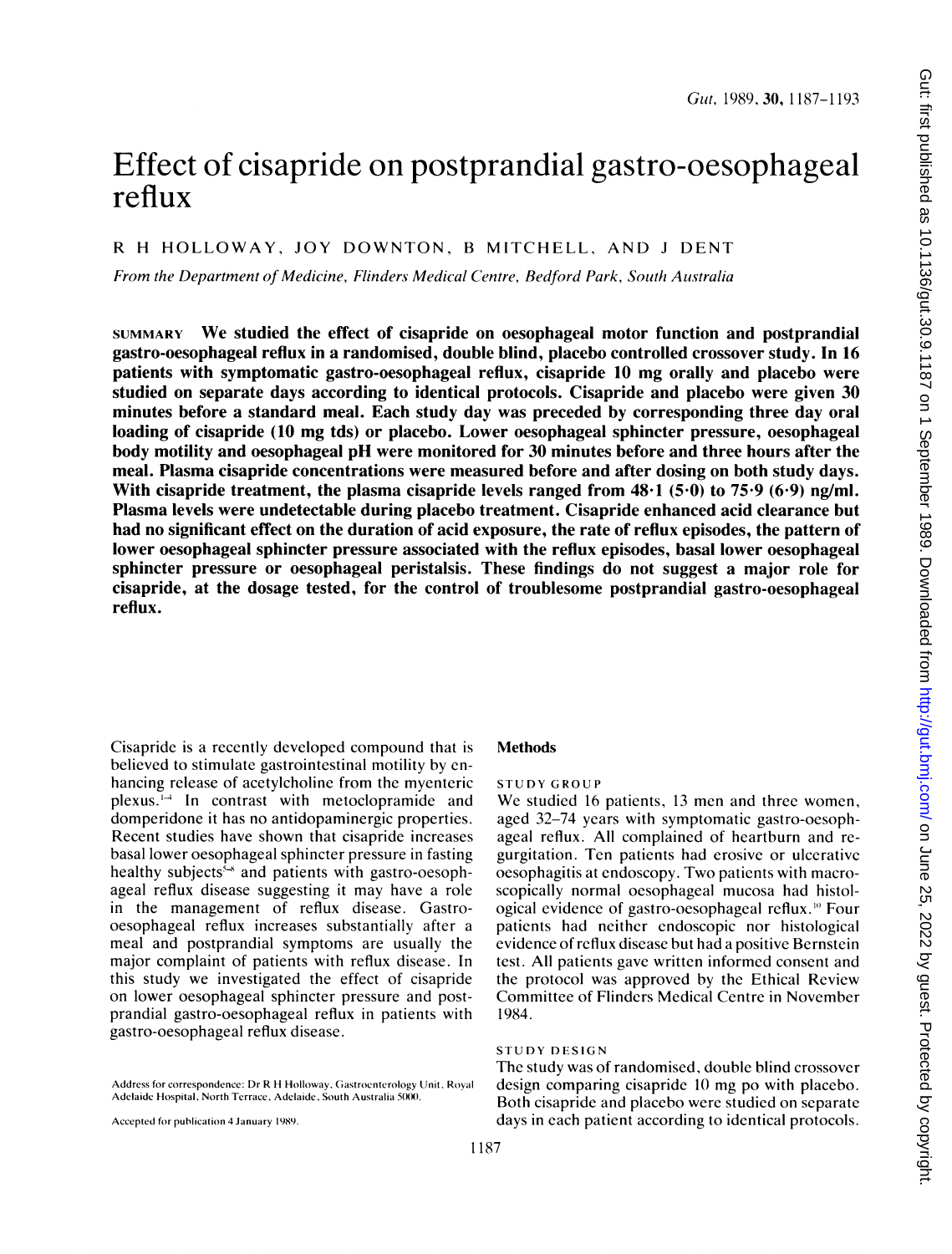# Effect of cisapride on postprandial gastro-oesophageal reflux

R H HOLLOWAY, JOY DOWNTON, B MITCHELL, AND J DENT

*From the Department of Medicine, Flinders Medical Centre, Bedford Park, South Australia*

SUMMARY **We studied the effect of cisapride on oesophageal motor function and postprandial gastro-oesophageal reflux in a randomised, double blind, placebo controlled crossover study. In 16 patients with symptomatic gastro-oesophageal reflux, cisapride 10 mg orally and placebo were studied on separate days according to identical protocols. Cisapride and placebo were given 30 minutes before a standard meal. Each study day was preceded by corresponding three day oral loading of cisapride (10 mg tds) or placebo. Lower oesophageal sphincter pressure, oesophageal body motility and oesophageal pH were monitored for 30 minutes before and three hours after the meal. Plasma cisapride concentrations were measured before and after dosing on both study days. With cisapride treatment, the plasma cisapride levels ranged from 48·1 (5·0) to 75·9 (6·9) ng/ml. Plasma levels were undetectable during placebo treatment. Cisapride enhanced acid clearance but had no significant effect on the duration of acid exposure, the rate of reflux episodes, the pattern of lower oesophageal sphincter pressure associated with the reflux episodes, basal lower oesophageal sphincter pressure or oesophageal peristalsis. These findings do not suggest a major role for cisapride, at the dosage tested, for the control of troublesome postprandial gastro-oesophageal reflux.**

Cisapride is a recently developed compound that is believed to stimulate gastrointestinal motility by enhancing release of acetylcholine from the myenteric plexus.[1-4] In contrast with metoclopramide and domperidone it has no antidopaminergic properties. Recent studies have shown that cisapride increases basal lower oesophageal sphincter pressure in fasting healthy subjects[5-9] and patients with gastro-oesophageal reflux disease suggesting it may have a role in the management of reflux disease. Gastro-oesophageal reflux increases substantially after a meal and postprandial symptoms are usually the major complaint of patients with reflux disease. In this study we investigated the effect of cisapride on lower oesophageal sphincter pressure and postprandial gastro-oesophageal reflux in patients with gastro-oesophageal reflux disease.

Address for correspondence: Dr R H Holloway, Gastroenterology Unit, Royal Adelaide Hospital, North Terrace, Adelaide, South Australia 5000.

Accepted for publication 4 January 1989.

## Methods

### STUDY GROUP

We studied 16 patients, 13 men and three women, aged 32–74 years with symptomatic gastro-oesophageal reflux. All complained of heartburn and regurgitation. Ten patients had erosive or ulcerative oesophagitis at endoscopy. Two patients with macroscopically normal oesophageal mucosa had histological evidence of gastro-oesophageal reflux.[10] Four patients had neither endoscopic nor histological evidence of reflux disease but had a positive Bernstein test. All patients gave written informed consent and the protocol was approved by the Ethical Review Committee of Flinders Medical Centre in November 1984.

### STUDY DESIGN

The study was of randomised, double blind crossover design comparing cisapride 10 mg po with placebo. Both cisapride and placebo were studied on separate days in each patient according to identical protocols.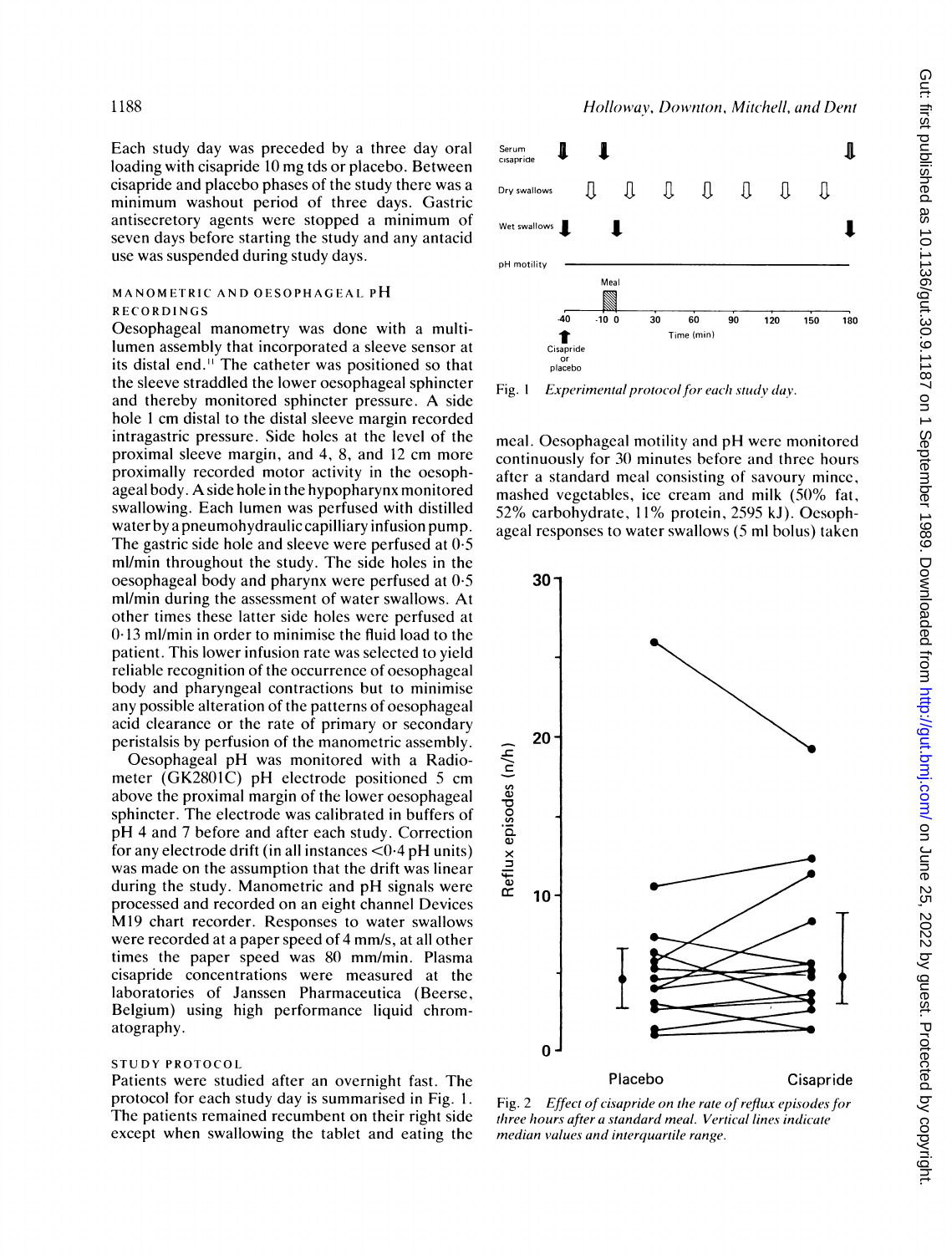Each study day was preceded by a three day oral loading with cisapride 10 mg tds or placebo. Between cisapride and placebo phases of the study there was a minimum washout period of three days. Gastric antisecretory agents were stopped a minimum of seven days before starting the study and any antacid use was suspended during study days.

### MANOMETRIC AND OESOPHAGEAL pH RECORDINGS

Oesophageal manometry was done with a multilumen assembly that incorporated a sleeve sensor at its distal end.[11] The catheter was positioned so that the sleeve straddled the lower oesophageal sphincter and thereby monitored sphincter pressure. A side hole 1 cm distal to the distal sleeve margin recorded intragastric pressure. Side holes at the level of the proximal sleeve margin, and 4, 8, and 12 cm more proximally recorded motor activity in the oesophageal body. A side hole in the hypopharynx monitored swallowing. Each lumen was perfused with distilled water by a pneumohydraulic capilliary infusion pump. The gastric side hole and sleeve were perfused at 0·5 ml/min throughout the study. The side holes in the oesophageal body and pharynx were perfused at 0·5 ml/min during the assessment of water swallows. At other times these latter side holes were perfused at 0·13 ml/min in order to minimise the fluid load to the patient. This lower infusion rate was selected to yield reliable recognition of the occurrence of oesophageal body and pharyngeal contractions but to minimise any possible alteration of the patterns of oesophageal acid clearance or the rate of primary or secondary peristalsis by perfusion of the manometric assembly.

Oesophageal pH was monitored with a Radiometer (GK2801C) pH electrode positioned 5 cm above the proximal margin of the lower oesophageal sphincter. The electrode was calibrated in buffers of pH 4 and 7 before and after each study. Correction for any electrode drift (in all instances <0·4 pH units) was made on the assumption that the drift was linear during the study. Manometric and pH signals were processed and recorded on an eight channel Devices M19 chart recorder. Responses to water swallows were recorded at a paper speed of 4 mm/s, at all other times the paper speed was 80 mm/min. Plasma cisapride concentrations were measured at the laboratories of Janssen Pharmaceutica (Beerse, Belgium) using high performance liquid chromatography.

### STUDY PROTOCOL

Patients were studied after an overnight fast. The protocol for each study day is summarised in Fig. 1. The patients remained recumbent on their right side except when swallowing the tablet and eating the meal. Oesophageal motility and pH were monitored continuously for 30 minutes before and three hours after a standard meal consisting of savoury mince, mashed vegetables, ice cream and milk (50% fat, 52% carbohydrate, 11% protein, 2595 kJ). Oesophageal responses to water swallows (5 ml bolus) taken

Fig. 1 *Experimental protocol for each study day.*

Fig. 2 *Effect of cisapride on the rate of reflux episodes for three hours after a standard meal. Vertical lines indicate median values and interquartile range.*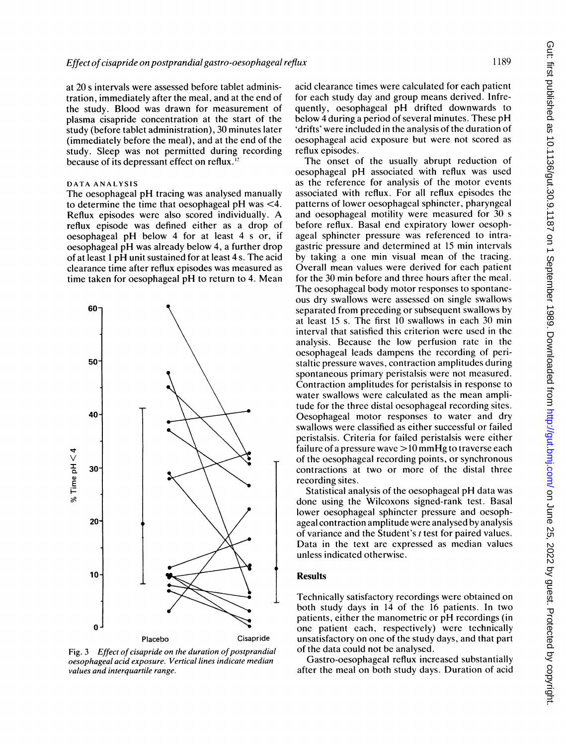at 20 s intervals were assessed before tablet administration, immediately after the meal, and at the end of the study. Blood was drawn for measurement of plasma cisapride concentration at the start of the study (before tablet administration), 30 minutes later (immediately before the meal), and at the end of the study. Sleep was not permitted during recording because of its depressant effect on reflux.[12]

### DATA ANALYSIS

The oesophageal pH tracing was analysed manually to determine the time that oesophageal pH was <4. Reflux episodes were also scored individually. A reflux episode was defined either as a drop of oesophageal pH below 4 for at least 4 s or, if oesophageal pH was already below 4, a further drop of at least 1 pH unit sustained for at least 4 s. The acid clearance time after reflux episodes was measured as time taken for oesophageal pH to return to 4. Mean acid clearance times were calculated for each patient for each study day and group means derived. Infrequently, oesophageal pH drifted downwards to below 4 during a period of several minutes. These pH 'drifts' were included in the analysis of the duration of oesophageal acid exposure but were not scored as reflux episodes.

The onset of the usually abrupt reduction of oesophageal pH associated with reflux was used as the reference for analysis of the motor events associated with reflux. For all reflux episodes the patterns of lower oesophageal sphincter, pharyngeal and oesophageal motility were measured for 30 s before reflux. Basal end expiratory lower oesophageal sphincter pressure was referenced to intragastric pressure and determined at 15 min intervals by taking a one min visual mean of the tracing. Overall mean values were derived for each patient for the 30 min before and three hours after the meal. The oesophageal body motor responses to spontaneous dry swallows were assessed on single swallows separated from preceding or subsequent swallows by at least 15 s. The first 10 swallows in each 30 min interval that satisfied this criterion were used in the analysis. Because the low perfusion rate in the oesophageal leads dampens the recording of peristaltic pressure waves, contraction amplitudes during spontaneous primary peristalsis were not measured. Contraction amplitudes for peristalsis in response to water swallows were calculated as the mean amplitude for the three distal oesophageal recording sites. Oesophageal motor responses to water and dry swallows were classified as either successful or failed peristalsis. Criteria for failed peristalsis were either failure of a pressure wave >10 mmHg to traverse each of the oesophageal recording points, or synchronous contractions at two or more of the distal three recording sites.

Statistical analysis of the oesophageal pH data was done using the Wilcoxons signed-rank test. Basal lower oesophageal sphincter pressure and oesophageal contraction amplitude were analysed by analysis of variance and the Student's $t$ test for paired values. Data in the text are expressed as median values unless indicated otherwise.

Fig. 3 *Effect of cisapride on the duration of postprandial oesophageal acid exposure. Vertical lines indicate median values and interquartile range.*

## Results

Technically satisfactory recordings were obtained on both study days in 14 of the 16 patients. In two patients, either the manometric or pH recordings (in one patient each, respectively) were technically unsatisfactory on one of the study days, and that part of the data could not be analysed.

Gastro-oesophageal reflux increased substantially after the meal on both study days. Duration of acid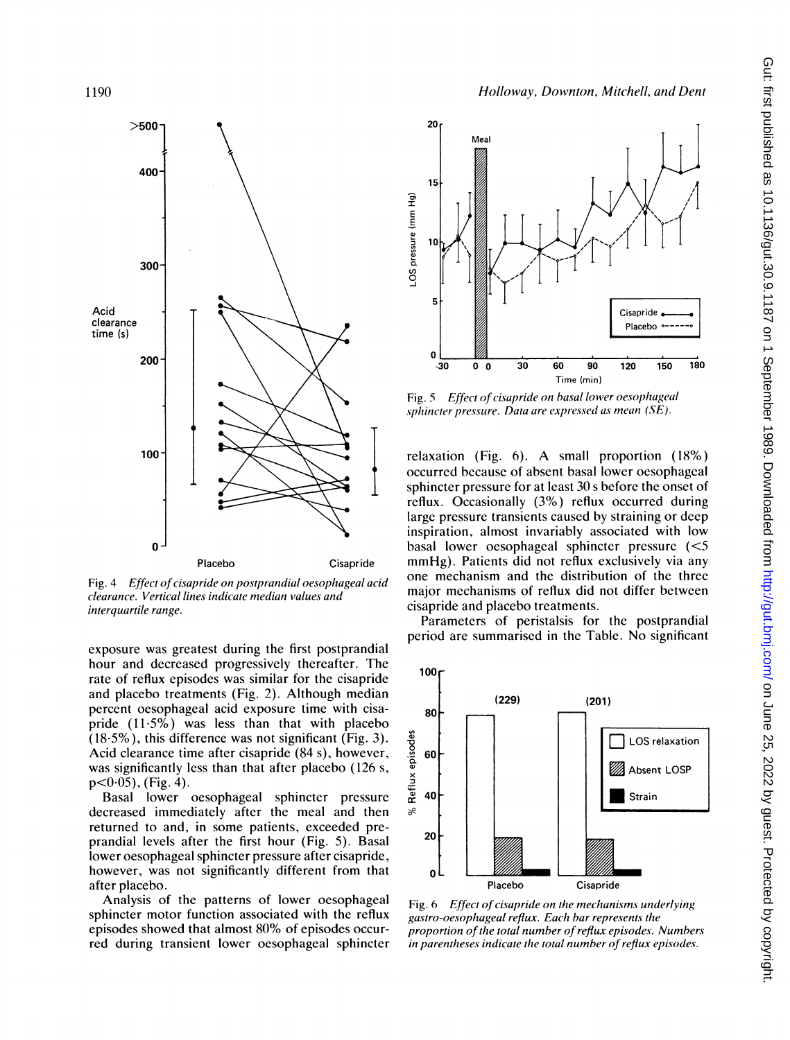Fig. 4 *Effect of cisapride on postprandial oesophageal acid clearance. Vertical lines indicate median values and interquartile range.*

exposure was greatest during the first postprandial hour and decreased progressively thereafter. The rate of reflux episodes was similar for the cisapride and placebo treatments (Fig. 2). Although median percent oesophageal acid exposure time with cisapride (11·5%) was less than with placebo (18·5%), this difference was not significant (Fig. 3). Acid clearance time after cisapride (84 s), however, was significantly less than that after placebo (126 s, $p<0·05$), (Fig. 4).

Basal lower oesophageal sphincter pressure decreased immediately after the meal and then returned to and, in some patients, exceeded preprandial levels after the first hour (Fig. 5). Basal lower oesophageal sphincter pressure after cisapride, however, was not significantly different from that after placebo.

Analysis of the patterns of lower oesophageal sphincter motor function associated with the reflux episodes showed that almost 80% of episodes occurred during transient lower oesophageal sphincter relaxation (Fig. 6). A small proportion (18%) occurred because of absent basal lower oesophageal sphincter pressure for at least 30 s before the onset of reflux. Occasionally (3%) reflux occurred during large pressure transients caused by straining or deep inspiration, almost invariably associated with low basal lower oesophageal sphincter pressure (<5 mmHg). Patients did not reflux exclusively via any one mechanism and the distribution of the three major mechanisms of reflux did not differ between cisapride and placebo treatments.

Parameters of peristalsis for the postprandial period are summarised in the Table. No significant

Fig. 5 *Effect of cisapride on basal lower oesophageal sphincter pressure. Data are expressed as mean (SE).*

Fig. 6 *Effect of cisapride on the mechanisms underlying gastro-oesophageal reflux. Each bar represents the proportion of the total number of reflux episodes. Numbers in parentheses indicate the total number of reflux episodes.*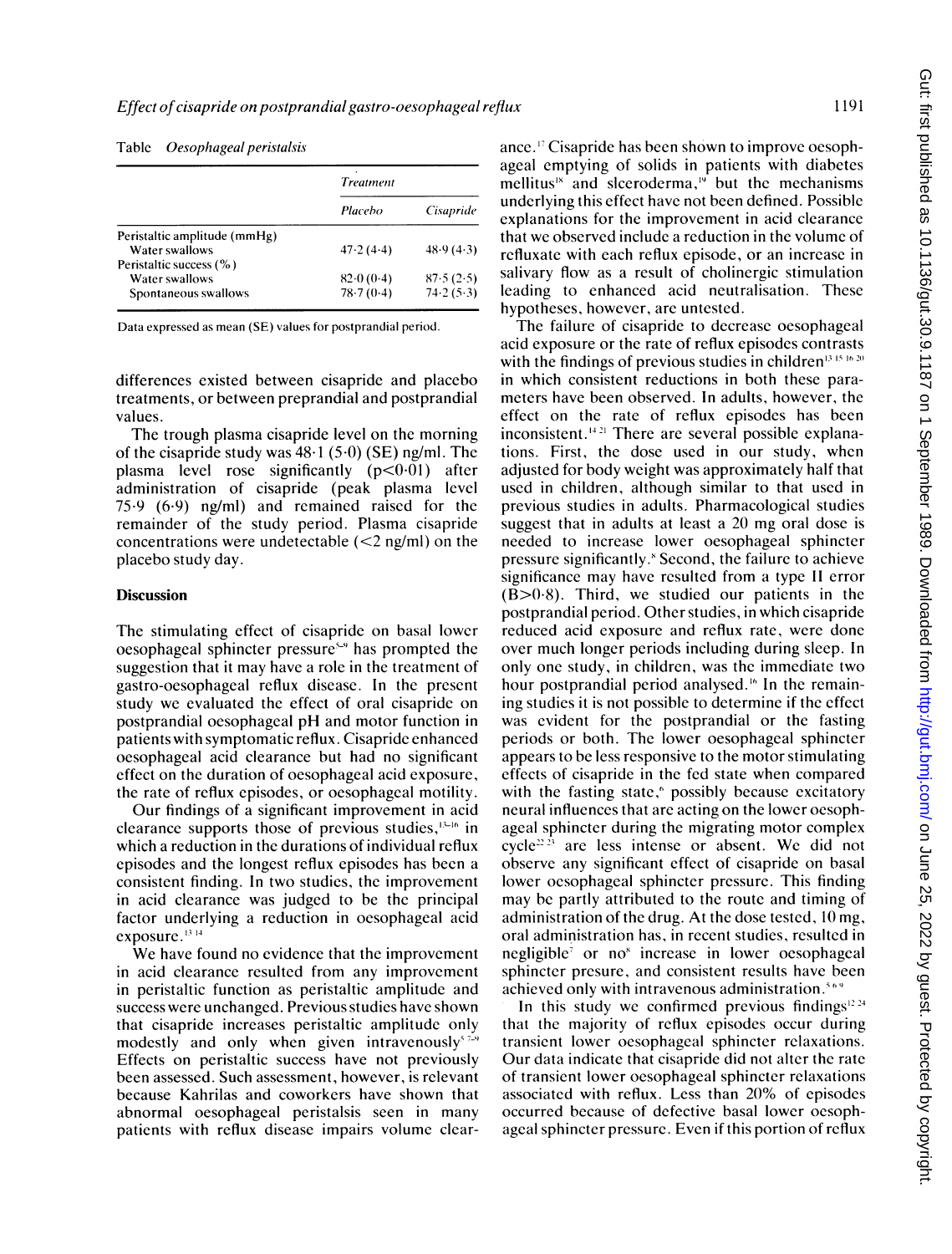Table *Oesophageal peristalsis*

| | *Treatment* | |
|---|---|---|
| | *Placebo* | *Cisapride* |
| Peristaltic amplitude (mmHg) | | |
| Water swallows | 47·2 (4·4) | 48·9 (4·3) |
| Peristaltic success (%) | | |
| Water swallows | 82·0 (0·4) | 87·5 (2·5) |
| Spontaneous swallows | 78·7 (0·4) | 74·2 (5·3) |

Data expressed as mean (SE) values for postprandial period.

differences existed between cisapride and placebo treatments, or between preprandial and postprandial values.

The trough plasma cisapride level on the morning of the cisapride study was 48·1 (5·0) (SE) ng/ml. The plasma level rose significantly ($p<0·01$) after administration of cisapride (peak plasma level 75·9 (6·9) ng/ml) and remained raised for the remainder of the study period. Plasma cisapride concentrations were undetectable (<2 ng/ml) on the placebo study day.

## Discussion

The stimulating effect of cisapride on basal lower oesophageal sphincter pressure[5-9] has prompted the suggestion that it may have a role in the treatment of gastro-oesophageal reflux disease. In the present study we evaluated the effect of oral cisapride on postprandial oesophageal pH and motor function in patients with symptomatic reflux. Cisapride enhanced oesophageal acid clearance but had no significant effect on the duration of oesophageal acid exposure, the rate of reflux episodes, or oesophageal motility.

Our findings of a significant improvement in acid clearance supports those of previous studies,[13-16] in which a reduction in the durations of individual reflux episodes and the longest reflux episodes has been a consistent finding. In two studies, the improvement in acid clearance was judged to be the principal factor underlying a reduction in oesophageal acid exposure.[13 14]

We have found no evidence that the improvement in acid clearance resulted from any improvement in peristaltic function as peristaltic amplitude and success were unchanged. Previous studies have shown that cisapride increases peristaltic amplitude only modestly and only when given intravenously[5 7-9] Effects on peristaltic success have not previously been assessed. Such assessment, however, is relevant because Kahrilas and coworkers have shown that abnormal oesophageal peristalsis seen in many patients with reflux disease impairs volume clearance.[17] Cisapride has been shown to improve oesophageal emptying of solids in patients with diabetes mellitus[18] and scleroderma,[19] but the mechanisms underlying this effect have not been defined. Possible explanations for the improvement in acid clearance that we observed include a reduction in the volume of refluxate with each reflux episode, or an increase in salivary flow as a result of cholinergic stimulation leading to enhanced acid neutralisation. These hypotheses, however, are untested.

The failure of cisapride to decrease oesophageal acid exposure or the rate of reflux episodes contrasts with the findings of previous studies in children[13 15 16 20] in which consistent reductions in both these parameters have been observed. In adults, however, the effect on the rate of reflux episodes has been inconsistent.[14 21] There are several possible explanations. First, the dose used in our study, when adjusted for body weight was approximately half that used in children, although similar to that used in previous studies in adults. Pharmacological studies suggest that in adults at least a 20 mg oral dose is needed to increase lower oesophageal sphincter pressure significantly.[8] Second, the failure to achieve significance may have resulted from a type II error ($B>0·8$). Third, we studied our patients in the postprandial period. Other studies, in which cisapride reduced acid exposure and reflux rate, were done over much longer periods including during sleep. In only one study, in children, was the immediate two hour postprandial period analysed.[16] In the remaining studies it is not possible to determine if the effect was evident for the postprandial or the fasting periods or both. The lower oesophageal sphincter appears to be less responsive to the motor stimulating effects of cisapride in the fed state when compared with the fasting state,[6] possibly because excitatory neural influences that are acting on the lower oesophageal sphincter during the migrating motor complex cycle[22 23] are less intense or absent. We did not observe any significant effect of cisapride on basal lower oesophageal sphincter pressure. This finding may be partly attributed to the route and timing of administration of the drug. At the dose tested, 10 mg, oral administration has, in recent studies, resulted in negligible[7] or no[8] increase in lower oesophageal sphincter presure, and consistent results have been achieved only with intravenous administration.[5 6 9]

In this study we confirmed previous findings[12 24] that the majority of reflux episodes occur during transient lower oesophageal sphincter relaxations. Our data indicate that cisapride did not alter the rate of transient lower oesophageal sphincter relaxations associated with reflux. Less than 20% of episodes occurred because of defective basal lower oesophageal sphincter pressure. Even if this portion of reflux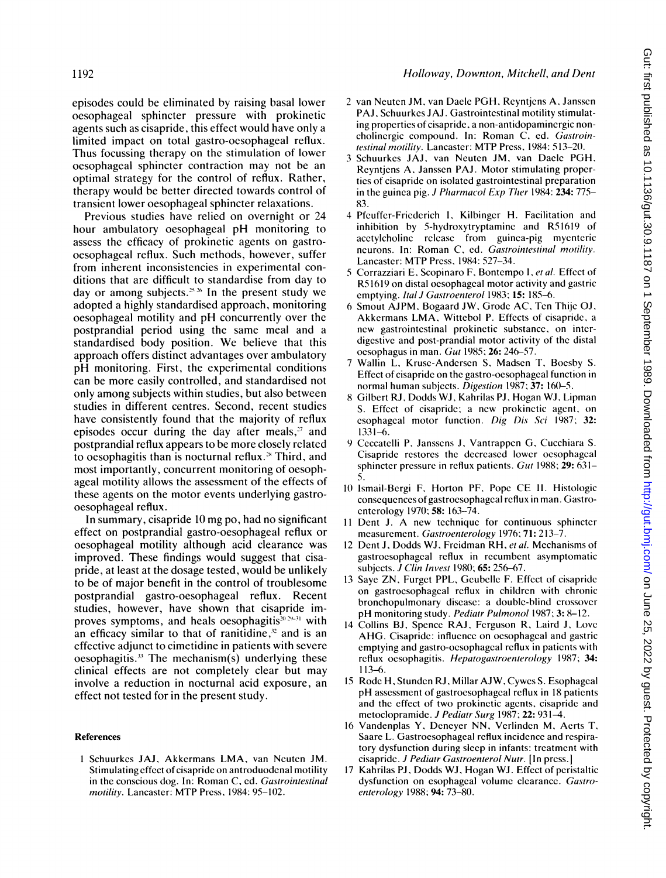episodes could be eliminated by raising basal lower oesophageal sphincter pressure with prokinetic agents such as cisapride, this effect would have only a limited impact on total gastro-oesophageal reflux. Thus focussing therapy on the stimulation of lower oesophageal sphincter contraction may not be an optimal strategy for the control of reflux. Rather, therapy would be better directed towards control of transient lower oesophageal sphincter relaxations.

Previous studies have relied on overnight or 24 hour ambulatory oesophageal pH monitoring to assess the efficacy of prokinetic agents on gastro-oesophageal reflux. Such methods, however, suffer from inherent inconsistencies in experimental conditions that are difficult to standardise from day to day or among subjects.[25 26] In the present study we adopted a highly standardised approach, monitoring oesophageal motility and pH concurrently over the postprandial period using the same meal and a standardised body position. We believe that this approach offers distinct advantages over ambulatory pH monitoring. First, the experimental conditions can be more easily controlled, and standardised not only among subjects within studies, but also between studies in different centres. Second, recent studies have consistently found that the majority of reflux episodes occur during the day after meals,[27] and postprandial reflux appears to be more closely related to oesophagitis than is nocturnal reflux.[28] Third, and most importantly, concurrent monitoring of oesophageal motility allows the assessment of the effects of these agents on the motor events underlying gastro-oesophageal reflux.

In summary, cisapride 10 mg po, had no significant effect on postprandial gastro-oesophageal reflux or oesophageal motility although acid clearance was improved. These findings would suggest that cisapride, at least at the dosage tested, would be unlikely to be of major benefit in the control of troublesome postprandial gastro-oesophageal reflux. Recent studies, however, have shown that cisapride improves symptoms, and heals oesophagitis[20 29–31] with an efficacy similar to that of ranitidine,[32] and is an effective adjunct to cimetidine in patients with severe oesophagitis.[33] The mechanism(s) underlying these clinical effects are not completely clear but may involve a reduction in nocturnal acid exposure, an effect not tested for in the present study.

#### References

1 Schuurkes JAJ, Akkermans LMA, van Neuten JM. Stimulating effect of cisapride on antroduodenal motility in the conscious dog. In: Roman C, ed. *Gastrointestinal motility*. Lancaster: MTP Press, 1984: 95–102.

2 van Neuten JM, van Daele PGH, Reyntjens A, Janssen PAJ, Schuurkes JAJ. Gastrointestinal motility stimulating properties of cisapride, a non-antidopaminergic non-cholinergic compound. In: Roman C, ed. *Gastrointestinal motility*. Lancaster: MTP Press, 1984: 513–20.

3 Schuurkes JAJ, van Neuten JM, van Daele PGH, Reyntjens A, Janssen PAJ. Motor stimulating properties of cisapride on isolated gastrointestinal preparation in the guinea pig. *J Pharmacol Exp Ther* 1984: **234:** 775–83.

4 Pfeuffer-Friederich I, Kilbinger H. Facilitation and inhibition by 5-hydroxytryptamine and R51619 of acetylcholine release from guinea-pig myenteric neurons. In: Roman C, ed. *Gastrointestinal motility*. Lancaster: MTP Press, 1984: 527–34.

5 Corrazziari E, Scopinaro F, Bontempo I, *et al*. Effect of R51619 on distal oesophageal motor activity and gastric emptying. *Ital J Gastroenterol* 1983; **15:** 185–6.

6 Smout AJPM, Bogaard JW, Grode AC, Ten Thije OJ, Akkermans LMA, Wittebol P. Effects of cisapride, a new gastrointestinal prokinetic substance, on interdigestive and post-prandial motor activity of the distal oesophagus in man. *Gut* 1985; **26:** 246–57.

7 Wallin L, Kruse-Andersen S, Madsen T, Boesby S. Effect of cisapride on the gastro-oesophageal function in normal human subjects. *Digestion* 1987; **37:** 160–5.

8 Gilbert RJ, Dodds WJ, Kahrilas PJ, Hogan WJ, Lipman S. Effect of cisapride; a new prokinetic agent, on esophageal motor function. *Dig Dis Sci* 1987; **32:** 1331–6.

9 Ceccatelli P, Janssens J, Vantrappen G, Cucchiara S. Cisapride restores the decreased lower oesophageal sphincter pressure in reflux patients. *Gut* 1988; **29:** 631–5.

10 Ismail-Bergi F, Horton PF, Pope CE II. Histologic consequences of gastroesophageal reflux in man. Gastroenterology 1970; **58:** 163–74.

11 Dent J. A new technique for continuous sphincter measurement. *Gastroenterology* 1976; **71:** 213–7.

12 Dent J, Dodds WJ, Freidman RH, *et al*. Mechanisms of gastroesophageal reflux in recumbent asymptomatic subjects. *J Clin Invest* 1980; **65:** 256–67.

13 Saye ZN, Furget PPL, Geubelle F. Effect of cisapride on gastroesophageal reflux in children with chronic bronchopulmonary disease: a double-blind crossover pH monitoring study. *Pediatr Pulmonol* 1987; **3:** 8–12.

14 Collins BJ, Spence RAJ, Ferguson R, Laird J, Love AHG. Cisapride: influence on oesophageal and gastric emptying and gastro-oesophageal reflux in patients with reflux oesophagitis. *Hepatogastroenterology* 1987; **34:** 113–6.

15 Rode H, Stunden RJ, Millar AJW, Cywes S. Esophageal pH assessment of gastroesophageal reflux in 18 patients and the effect of two prokinetic agents, cisapride and metoclopramide. *J Pediatr Surg* 1987; **22:** 931–4.

16 Vandenplas Y, Deneyer NN, Verlinden M, Aerts T, Saare L. Gastroesophageal reflux incidence and respiratory dysfunction during sleep in infants: treatment with cisapride. *J Pediatr Gastroenterol Nutr*. [In press.]

17 Kahrilas PJ, Dodds WJ, Hogan WJ. Effect of peristaltic dysfunction on esophageal volume clearance. *Gastroenterology* 1988; **94:** 73–80.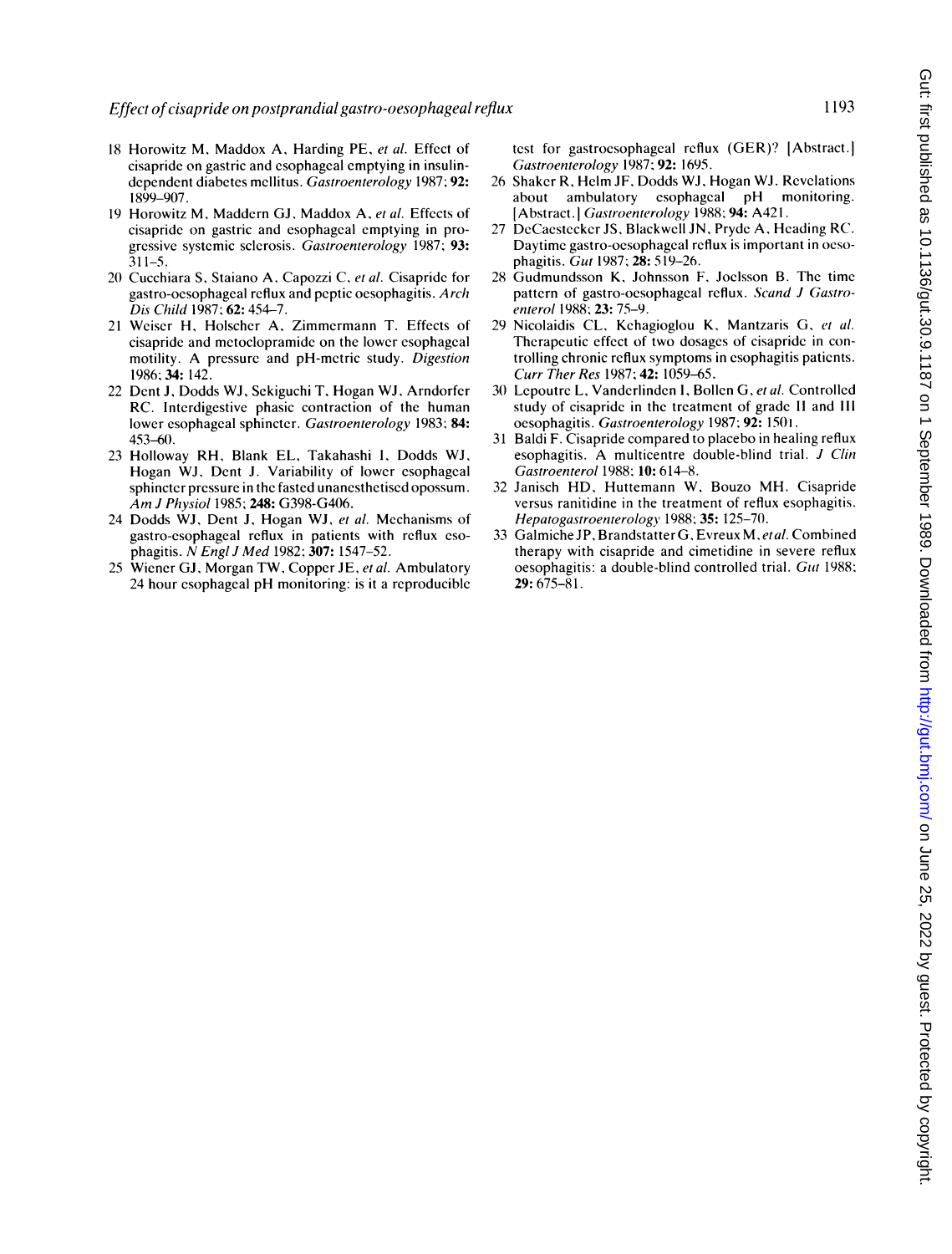18 Horowitz M, Maddox A, Harding PE, *et al.* Effect of cisapride on gastric and esophageal emptying in insulin-dependent diabetes mellitus. *Gastroenterology* 1987; **92:** 1899–907.

19 Horowitz M, Maddern GJ, Maddox A, *et al.* Effects of cisapride on gastric and esophageal emptying in progressive systemic sclerosis. *Gastroenterology* 1987; **93:** 311–5.

20 Cucchiara S, Staiano A, Capozzi C, *et al.* Cisapride for gastro-oesophageal reflux and peptic oesophagitis. *Arch Dis Child* 1987; **62:** 454–7.

21 Weiser H, Holscher A, Zimmermann T. Effects of cisapride and metoclopramide on the lower esophageal motility. A pressure and pH-metric study. *Digestion* 1986; **34:** 142.

22 Dent J, Dodds WJ, Sekiguchi T, Hogan WJ, Arndorfer RC. Interdigestive phasic contraction of the human lower esophageal sphincter. *Gastroenterology* 1983; **84:** 453–60.

23 Holloway RH, Blank EL, Takahashi I, Dodds WJ, Hogan WJ, Dent J. Variability of lower esophageal sphincter pressure in the fasted unanesthetised opossum. *Am J Physiol* 1985; **248:** G398-G406.

24 Dodds WJ, Dent J, Hogan WJ, *et al.* Mechanisms of gastro-esophageal reflux in patients with reflux esophagitis. *N Engl J Med* 1982; **307:** 1547–52.

25 Wiener GJ, Morgan TW, Copper JE, *et al.* Ambulatory 24 hour esophageal pH monitoring: is it a reproducible test for gastroesophageal reflux (GER)? [Abstract.] *Gastroenterology* 1987; **92:** 1695.

26 Shaker R, Helm JF, Dodds WJ, Hogan WJ. Revelations about ambulatory esophageal pH monitoring. [Abstract.] *Gastroenterology* 1988; **94:** A421.

27 DeCaestecker JS, Blackwell JN, Pryde A, Heading RC. Daytime gastro-oesophageal reflux is important in oesophagitis. *Gut* 1987; **28:** 519–26.

28 Gudmundsson K, Johnsson F, Joelsson B. The time pattern of gastro-oesophageal reflux. *Scand J Gastroenterol* 1988; **23:** 75–9.

29 Nicolaidis CL, Kehagioglou K, Mantzaris G, *et al.* Therapeutic effect of two dosages of cisapride in controlling chronic reflux symptoms in esophagitis patients. *Curr Ther Res* 1987; **42:** 1059–65.

30 Lepoutre L, Vanderlinden I, Bollen G, *et al.* Controlled study of cisapride in the treatment of grade II and III oesophagitis. *Gastroenterology* 1987; **92:** 1501.

31 Baldi F. Cisapride compared to placebo in healing reflux esophagitis. A multicentre double-blind trial. *J Clin Gastroenterol* 1988; **10:** 614–8.

32 Janisch HD, Huttemann W, Bouzo MH. Cisapride versus ranitidine in the treatment of reflux esophagitis. *Hepatogastroenterology* 1988; **35:** 125–70.

33 Galmiche JP, Brandstatter G, Evreux M, *et al.* Combined therapy with cisapride and cimetidine in severe reflux oesophagitis: a double-blind controlled trial. *Gut* 1988; **29:** 675–81.